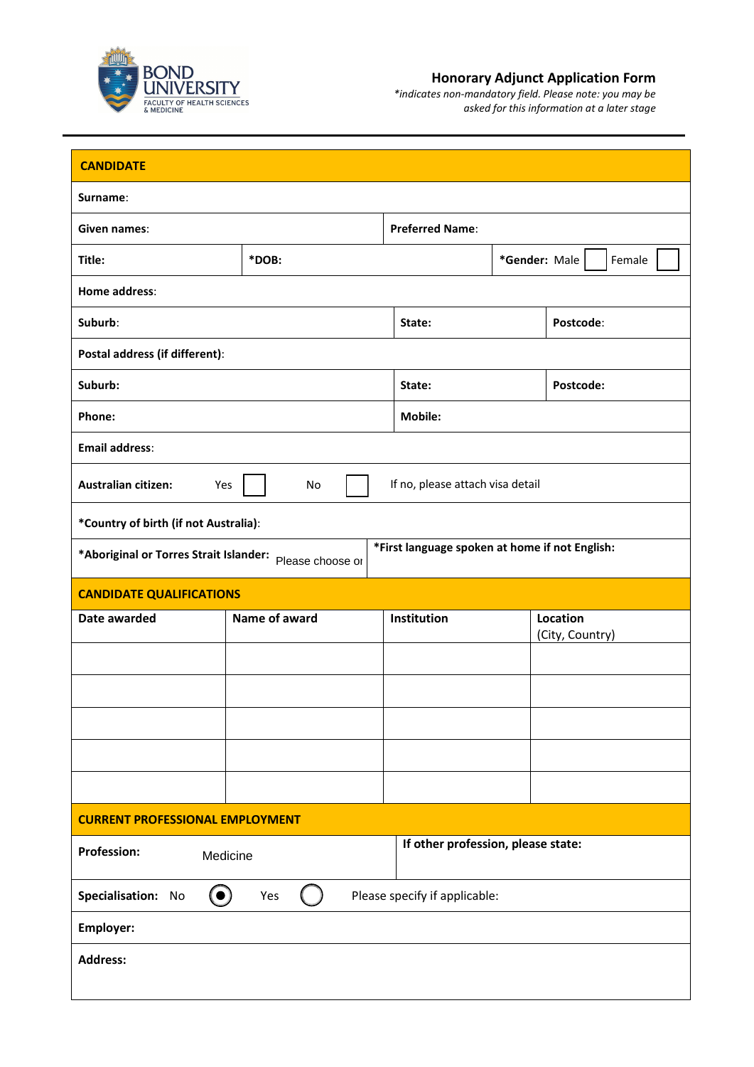BOND UNIVERSITY
FACULTY OF HEALTH SCIENCES & MEDICINE

# Honorary Adjunct Application Form

*\*indicates non-mandatory field. Please note: you may be asked for this information at a later stage*

| **CANDIDATE** | | | |
|---|---|---|---|
| **Surname**: | | | |
| **Given names**: | | **Preferred Name**: | |
| **Title:** | **\*DOB:** | | **\*Gender:** Male ☐ Female ☐ |
| **Home address**: | | | |
| **Suburb**: | | **State:** | **Postcode**: |
| **Postal address (if different)**: | | | |
| **Suburb:** | | **State:** | **Postcode:** |
| **Phone:** | | **Mobile:** | |
| **Email address**: | | | |
| **Australian citizen:** Yes ☐ No ☐ If no, please attach visa detail | | | |
| **\*Country of birth (if not Australia)**: | | | |
| **\*Aboriginal or Torres Strait Islander:** Please choose or | | **\*First language spoken at home if not English:** | |

| **CANDIDATE QUALIFICATIONS** | | | |
|---|---|---|---|
| **Date awarded** | **Name of award** | **Institution** | **Location** (City, Country) |
| | | | |
| | | | |
| | | | |
| | | | |
| | | | |

| **CURRENT PROFESSIONAL EMPLOYMENT** | |
|---|---|
| **Profession:** Medicine | **If other profession, please state:** |
| **Specialisation:** No ◉ Yes ○ Please specify if applicable: | |
| **Employer:** | |
| **Address:** | |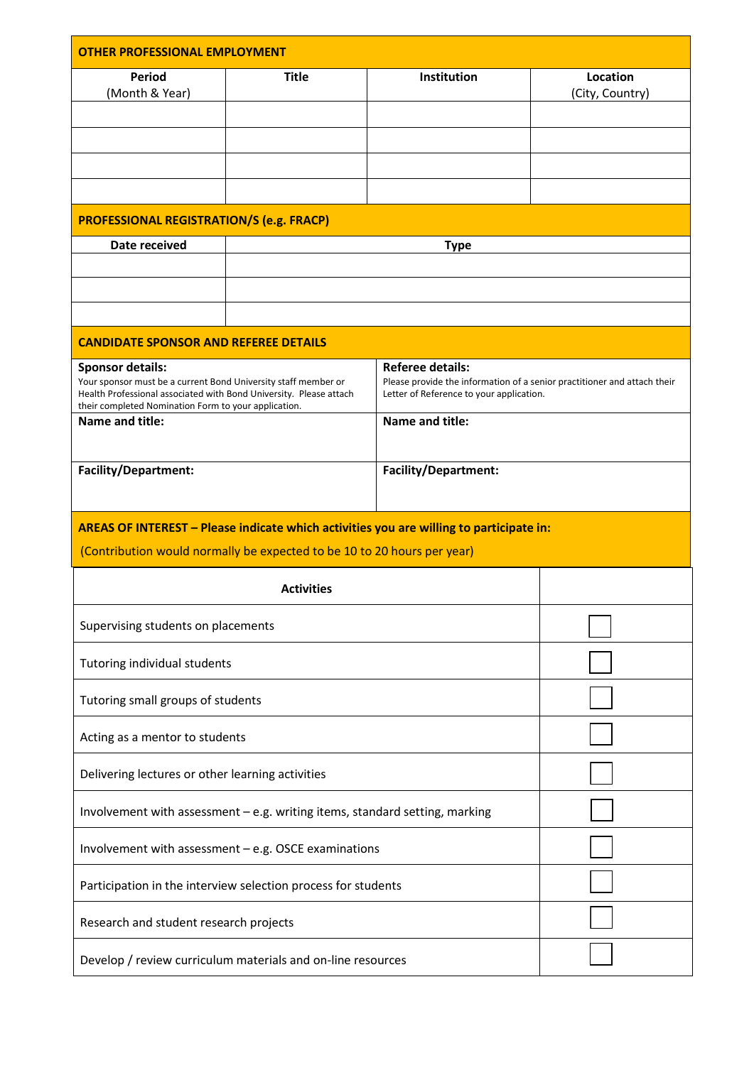## OTHER PROFESSIONAL EMPLOYMENT

| Period (Month & Year) | Title | Institution | Location (City, Country) |
|---|---|---|---|
| | | | |
| | | | |
| | | | |
| | | | |

## PROFESSIONAL REGISTRATION/S (e.g. FRACP)

| Date received | Type |
|---|---|
| | |
| | |
| | |

## CANDIDATE SPONSOR AND REFEREE DETAILS

| **Sponsor details:** Your sponsor must be a current Bond University staff member or Health Professional associated with Bond University. Please attach their completed Nomination Form to your application. | **Referee details:** Please provide the information of a senior practitioner and attach their Letter of Reference to your application. |
|---|---|
| **Name and title:** | **Name and title:** |
| **Facility/Department:** | **Facility/Department:** |

## AREAS OF INTEREST – Please indicate which activities you are willing to participate in:

(Contribution would normally be expected to be 10 to 20 hours per year)

| Activities | |
|---|---|
| Supervising students on placements | ☐ |
| Tutoring individual students | ☐ |
| Tutoring small groups of students | ☐ |
| Acting as a mentor to students | ☐ |
| Delivering lectures or other learning activities | ☐ |
| Involvement with assessment – e.g. writing items, standard setting, marking | ☐ |
| Involvement with assessment – e.g. OSCE examinations | ☐ |
| Participation in the interview selection process for students | ☐ |
| Research and student research projects | ☐ |
| Develop / review curriculum materials and on-line resources | ☐ |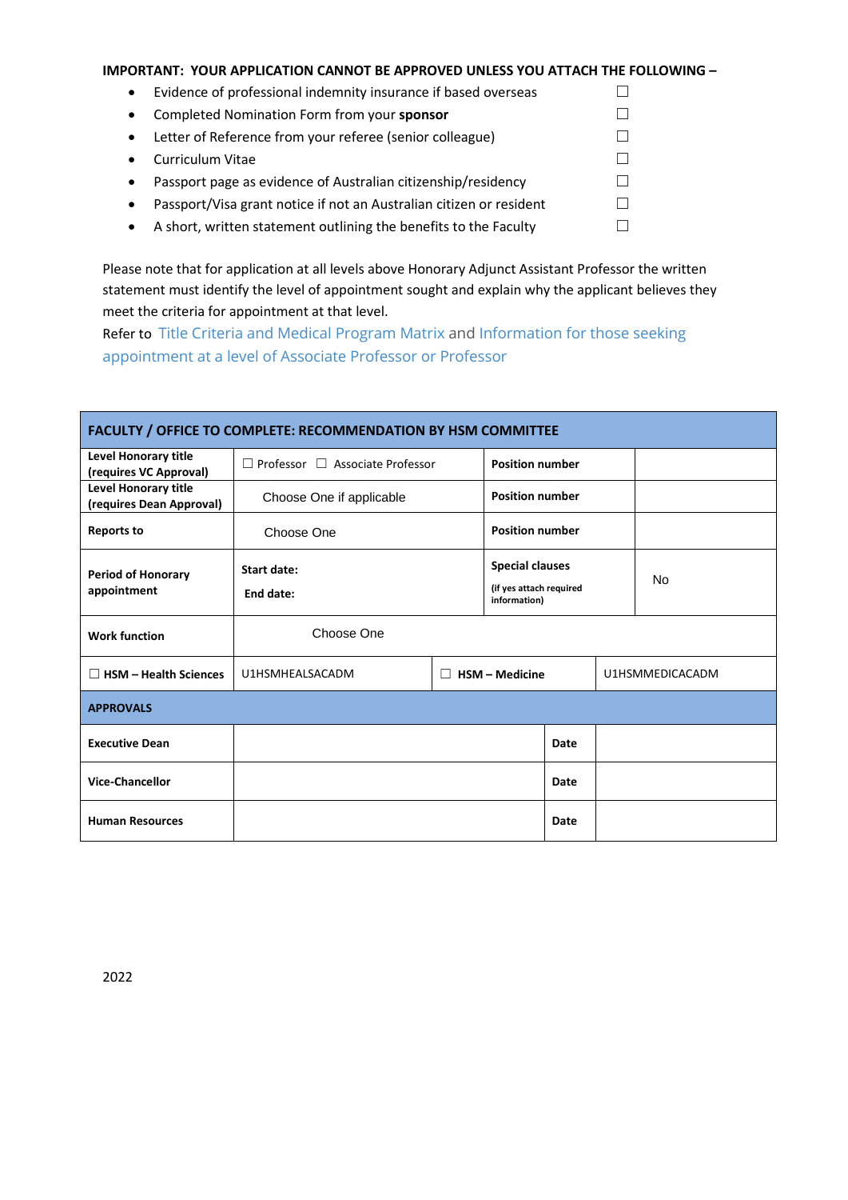**IMPORTANT: YOUR APPLICATION CANNOT BE APPROVED UNLESS YOU ATTACH THE FOLLOWING –**

- Evidence of professional indemnity insurance if based overseas ☐
- Completed Nomination Form from your **sponsor** ☐
- Letter of Reference from your referee (senior colleague) ☐
- Curriculum Vitae ☐
- Passport page as evidence of Australian citizenship/residency ☐
- Passport/Visa grant notice if not an Australian citizen or resident ☐
- A short, written statement outlining the benefits to the Faculty ☐

Please note that for application at all levels above Honorary Adjunct Assistant Professor the written statement must identify the level of appointment sought and explain why the applicant believes they meet the criteria for appointment at that level.

Refer to Title Criteria and Medical Program Matrix and Information for those seeking appointment at a level of Associate Professor or Professor

| **FACULTY / OFFICE TO COMPLETE: RECOMMENDATION BY HSM COMMITTEE** | | | |
|---|---|---|---|
| **Level Honorary title (requires VC Approval)** | ☐ Professor ☐ Associate Professor | **Position number** | |
| **Level Honorary title (requires Dean Approval)** | Choose One if applicable | **Position number** | |
| **Reports to** | Choose One | **Position number** | |
| **Period of Honorary appointment** | **Start date:** <br> **End date:** | **Special clauses** <br> **(if yes attach required information)** | No |
| **Work function** | Choose One | | |
| ☐ **HSM – Health Sciences** | U1HSMHEALSACADM | ☐ **HSM – Medicine** | U1HSMMEDICACADM |

| **APPROVALS** | | | |
|---|---|---|---|
| **Executive Dean** | | **Date** | |
| **Vice-Chancellor** | | **Date** | |
| **Human Resources** | | **Date** | |

2022